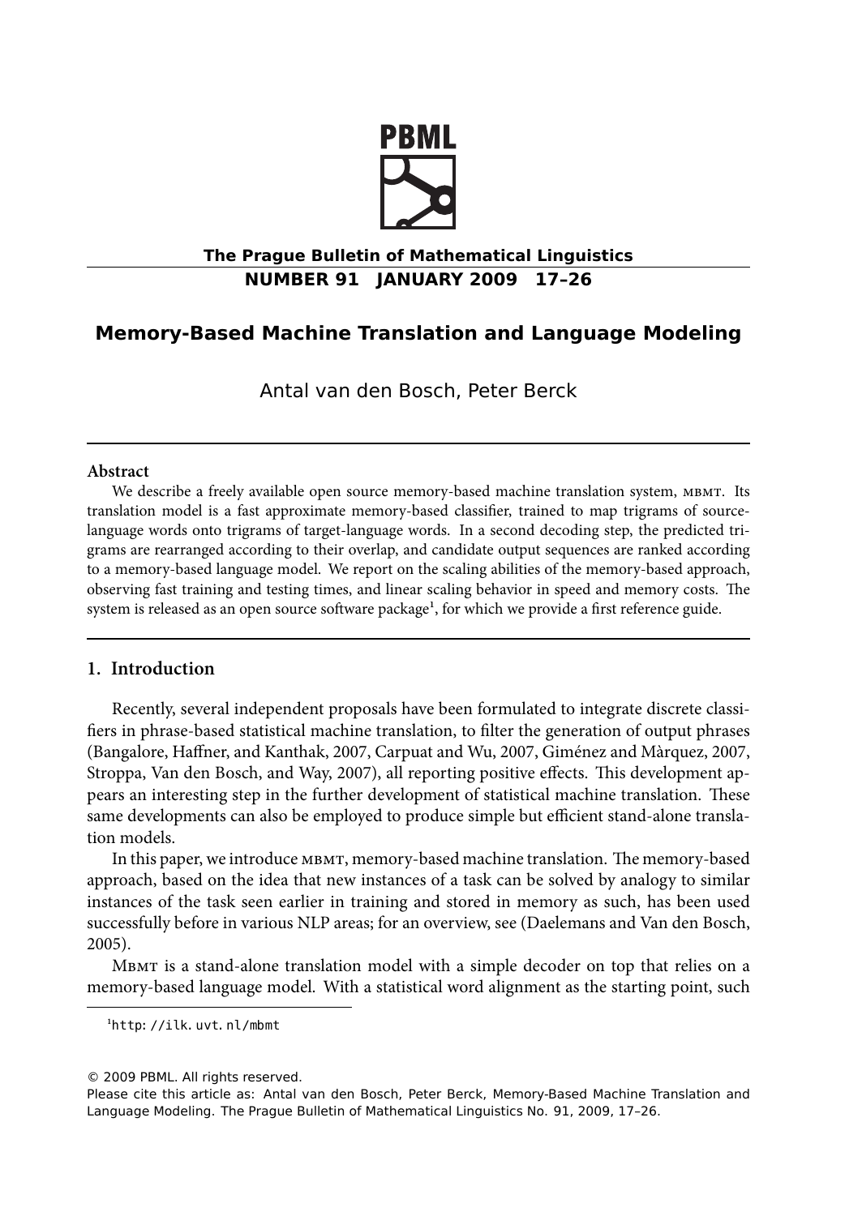# Memory-Based Machine Translation and Language Modeling

Antal van den Bosch, Peter Berck

**Abstract**

We describe a freely available open source memory-based machine translation system, MBMT. Its translation model is a fast approximate memory-based classifier, trained to map trigrams of source-language words onto trigrams of target-language words. In a second decoding step, the predicted trigrams are rearranged according to their overlap, and candidate output sequences are ranked according to a memory-based language model. We report on the scaling abilities of the memory-based approach, observing fast training and testing times, and linear scaling behavior in speed and memory costs. The system is released as an open source software package[1], for which we provide a first reference guide.

## 1. Introduction

Recently, several independent proposals have been formulated to integrate discrete classifiers in phrase-based statistical machine translation, to filter the generation of output phrases (Bangalore, Haffner, and Kanthak, 2007, Carpuat and Wu, 2007, Giménez and Màrquez, 2007, Stroppa, Van den Bosch, and Way, 2007), all reporting positive effects. This development appears an interesting step in the further development of statistical machine translation. These same developments can also be employed to produce simple but efficient stand-alone translation models.

In this paper, we introduce MBMT, memory-based machine translation. The memory-based approach, based on the idea that new instances of a task can be solved by analogy to similar instances of the task seen earlier in training and stored in memory as such, has been used successfully before in various NLP areas; for an overview, see (Daelemans and Van den Bosch, 2005).

MBMT is a stand-alone translation model with a simple decoder on top that relies on a memory-based language model. With a statistical word alignment as the starting point, such

[1] http://ilk.uvt.nl/mbmt

© 2009 PBML. All rights reserved.

Please cite this article as: Antal van den Bosch, Peter Berck, Memory-Based Machine Translation and Language Modeling. The Prague Bulletin of Mathematical Linguistics No. 91, 2009, 17–26.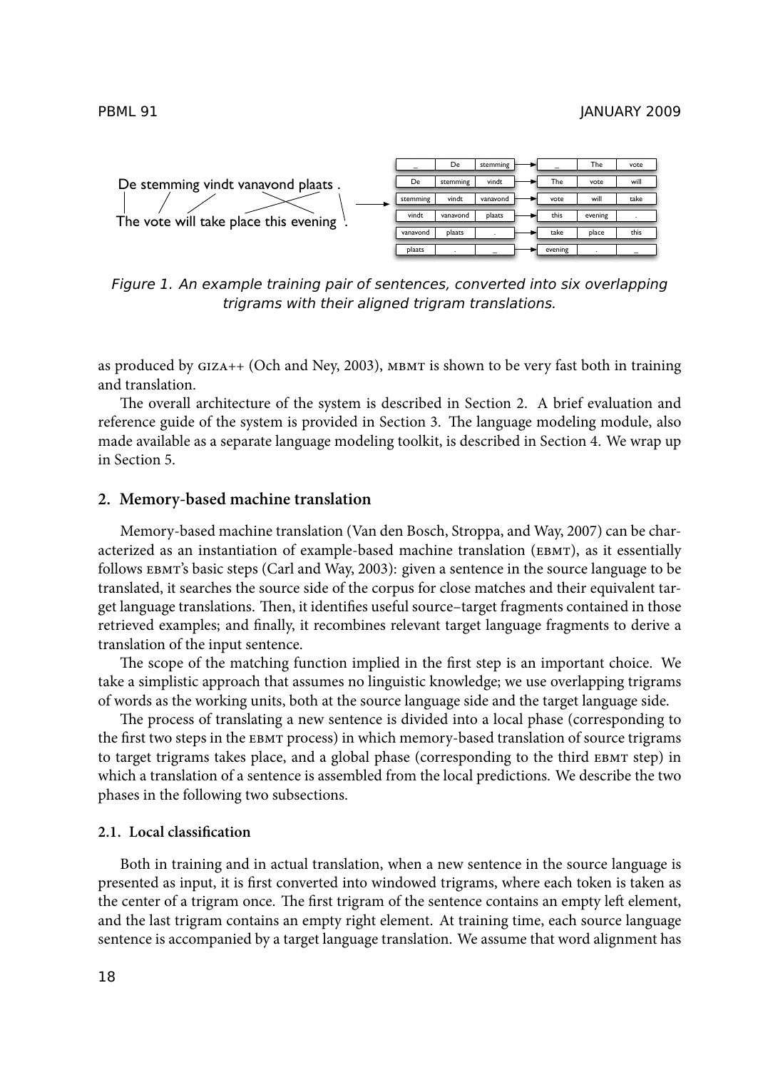Figure 1. An example training pair of sentences, converted into six overlapping trigrams with their aligned trigram translations.

as produced by GIZA++ (Och and Ney, 2003), MBMT is shown to be very fast both in training and translation.

The overall architecture of the system is described in Section 2. A brief evaluation and reference guide of the system is provided in Section 3. The language modeling module, also made available as a separate language modeling toolkit, is described in Section 4. We wrap up in Section 5.

## 2. Memory-based machine translation

Memory-based machine translation (Van den Bosch, Stroppa, and Way, 2007) can be characterized as an instantiation of example-based machine translation (EBMT), as it essentially follows EBMT's basic steps (Carl and Way, 2003): given a sentence in the source language to be translated, it searches the source side of the corpus for close matches and their equivalent target language translations. Then, it identifies useful source–target fragments contained in those retrieved examples; and finally, it recombines relevant target language fragments to derive a translation of the input sentence.

The scope of the matching function implied in the first step is an important choice. We take a simplistic approach that assumes no linguistic knowledge; we use overlapping trigrams of words as the working units, both at the source language side and the target language side.

The process of translating a new sentence is divided into a local phase (corresponding to the first two steps in the EBMT process) in which memory-based translation of source trigrams to target trigrams takes place, and a global phase (corresponding to the third EBMT step) in which a translation of a sentence is assembled from the local predictions. We describe the two phases in the following two subsections.

### 2.1. Local classification

Both in training and in actual translation, when a new sentence in the source language is presented as input, it is first converted into windowed trigrams, where each token is taken as the center of a trigram once. The first trigram of the sentence contains an empty left element, and the last trigram contains an empty right element. At training time, each source language sentence is accompanied by a target language translation. We assume that word alignment has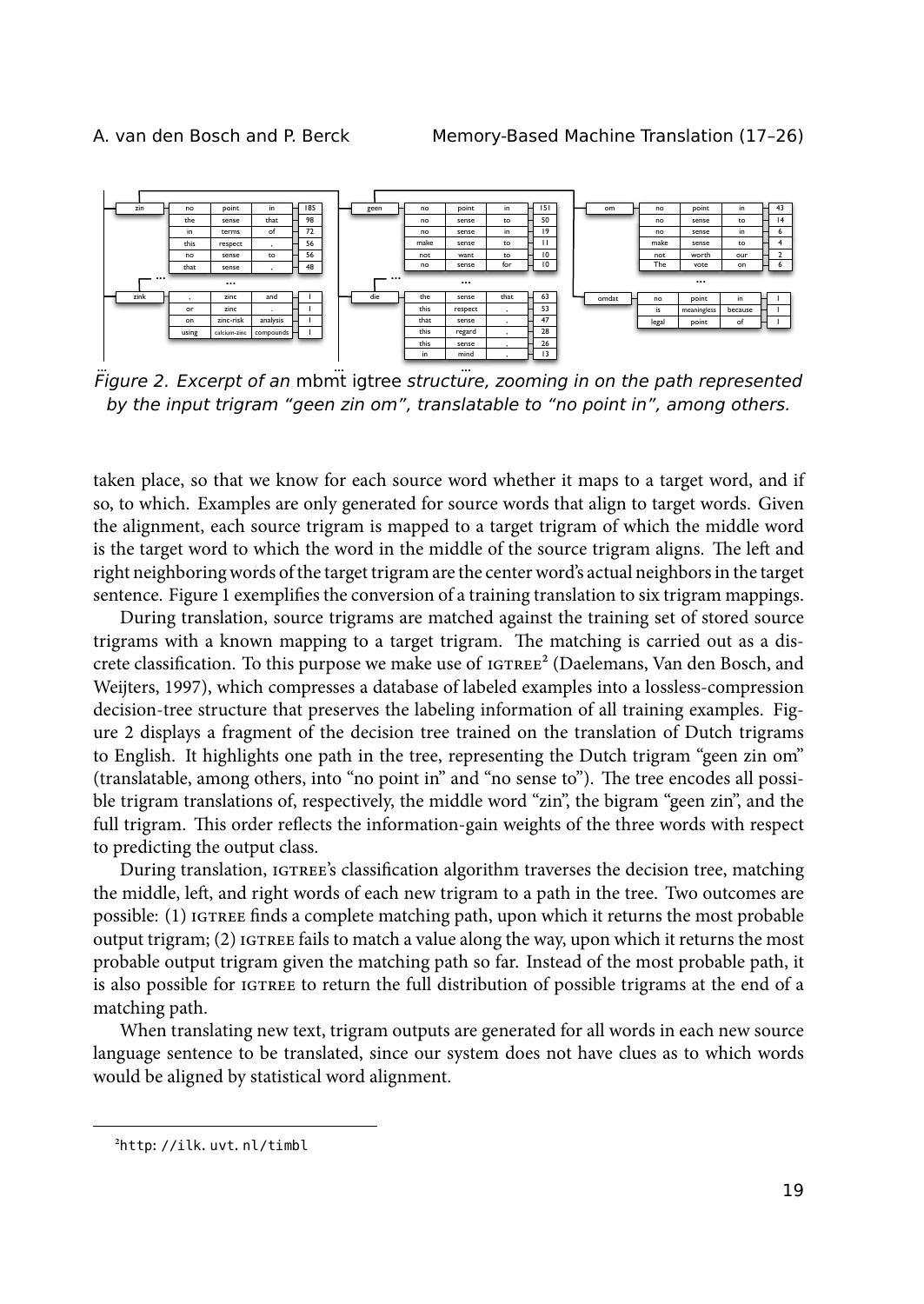*Figure 2. Excerpt of an* mbmt igtree *structure, zooming in on the path represented by the input trigram "geen zin om", translatable to "no point in", among others.*

taken place, so that we know for each source word whether it maps to a target word, and if so, to which. Examples are only generated for source words that align to target words. Given the alignment, each source trigram is mapped to a target trigram of which the middle word is the target word to which the word in the middle of the source trigram aligns. The left and right neighboring words of the target trigram are the center word's actual neighbors in the target sentence. Figure 1 exemplifies the conversion of a training translation to six trigram mappings.

During translation, source trigrams are matched against the training set of stored source trigrams with a known mapping to a target trigram. The matching is carried out as a discrete classification. To this purpose we make use of IGTREE[2] (Daelemans, Van den Bosch, and Weijters, 1997), which compresses a database of labeled examples into a lossless-compression decision-tree structure that preserves the labeling information of all training examples. Figure 2 displays a fragment of the decision tree trained on the translation of Dutch trigrams to English. It highlights one path in the tree, representing the Dutch trigram "geen zin om" (translatable, among others, into "no point in" and "no sense to"). The tree encodes all possible trigram translations of, respectively, the middle word "zin", the bigram "geen zin", and the full trigram. This order reflects the information-gain weights of the three words with respect to predicting the output class.

During translation, IGTREE's classification algorithm traverses the decision tree, matching the middle, left, and right words of each new trigram to a path in the tree. Two outcomes are possible: (1) IGTREE finds a complete matching path, upon which it returns the most probable output trigram; (2) IGTREE fails to match a value along the way, upon which it returns the most probable output trigram given the matching path so far. Instead of the most probable path, it is also possible for IGTREE to return the full distribution of possible trigrams at the end of a matching path.

When translating new text, trigram outputs are generated for all words in each new source language sentence to be translated, since our system does not have clues as to which words would be aligned by statistical word alignment.

[2] http://ilk.uvt.nl/timbl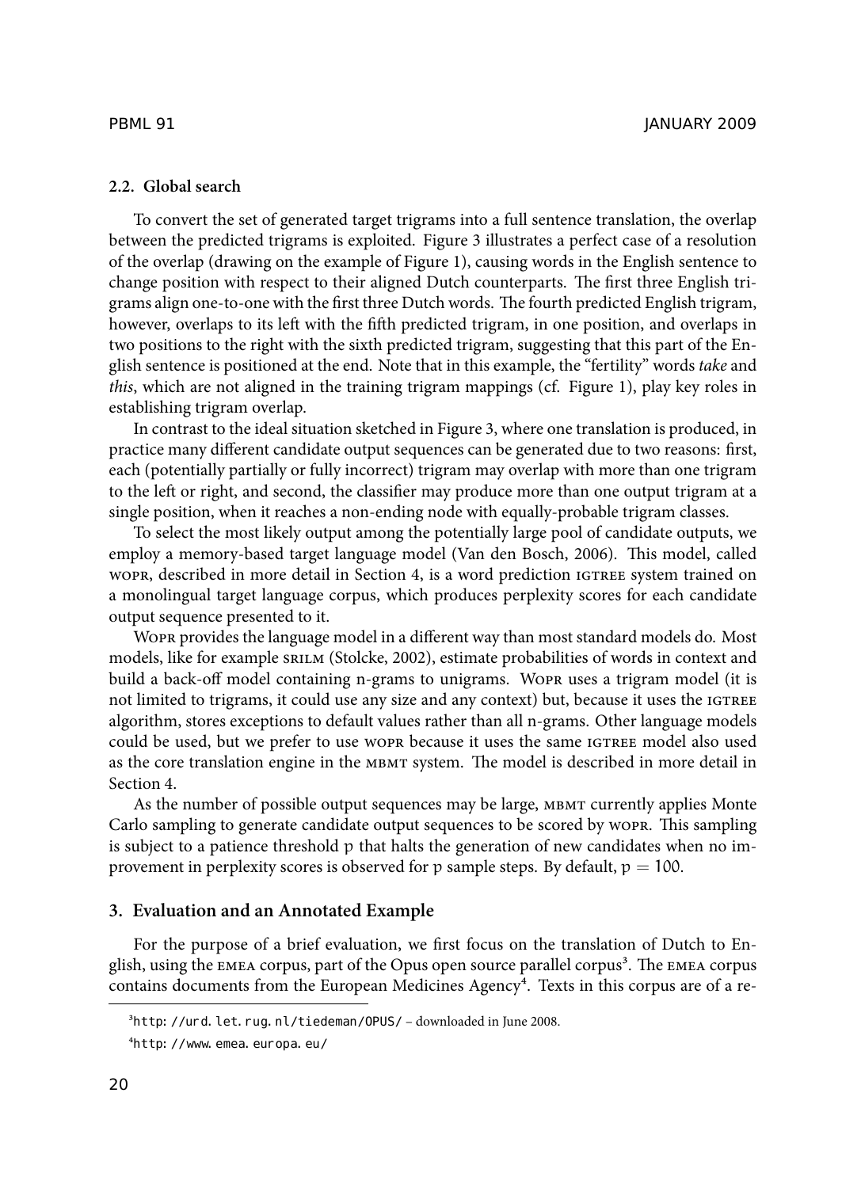### 2.2. Global search

To convert the set of generated target trigrams into a full sentence translation, the overlap between the predicted trigrams is exploited. Figure 3 illustrates a perfect case of a resolution of the overlap (drawing on the example of Figure 1), causing words in the English sentence to change position with respect to their aligned Dutch counterparts. The first three English trigrams align one-to-one with the first three Dutch words. The fourth predicted English trigram, however, overlaps to its left with the fifth predicted trigram, in one position, and overlaps in two positions to the right with the sixth predicted trigram, suggesting that this part of the English sentence is positioned at the end. Note that in this example, the "fertility" words *take* and *this*, which are not aligned in the training trigram mappings (cf. Figure 1), play key roles in establishing trigram overlap.

In contrast to the ideal situation sketched in Figure 3, where one translation is produced, in practice many different candidate output sequences can be generated due to two reasons: first, each (potentially partially or fully incorrect) trigram may overlap with more than one trigram to the left or right, and second, the classifier may produce more than one output trigram at a single position, when it reaches a non-ending node with equally-probable trigram classes.

To select the most likely output among the potentially large pool of candidate outputs, we employ a memory-based target language model (Van den Bosch, 2006). This model, called WOPR, described in more detail in Section 4, is a word prediction IGTREE system trained on a monolingual target language corpus, which produces perplexity scores for each candidate output sequence presented to it.

WOPR provides the language model in a different way than most standard models do. Most models, like for example SRILM (Stolcke, 2002), estimate probabilities of words in context and build a back-off model containing n-grams to unigrams. WOPR uses a trigram model (it is not limited to trigrams, it could use any size and any context) but, because it uses the IGTREE algorithm, stores exceptions to default values rather than all n-grams. Other language models could be used, but we prefer to use WOPR because it uses the same IGTREE model also used as the core translation engine in the MBMT system. The model is described in more detail in Section 4.

As the number of possible output sequences may be large, MBMT currently applies Monte Carlo sampling to generate candidate output sequences to be scored by WOPR. This sampling is subject to a patience threshold $p$ that halts the generation of new candidates when no improvement in perplexity scores is observed for $p$ sample steps. By default, $p = 100$.

## 3. Evaluation and an Annotated Example

For the purpose of a brief evaluation, we first focus on the translation of Dutch to English, using the EMEA corpus, part of the Opus open source parallel corpus[3]. The EMEA corpus contains documents from the European Medicines Agency[4]. Texts in this corpus are of a re-

[3] http://urd.let.rug.nl/tiedeman/OPUS/ – downloaded in June 2008.

[4] http://www.emea.europa.eu/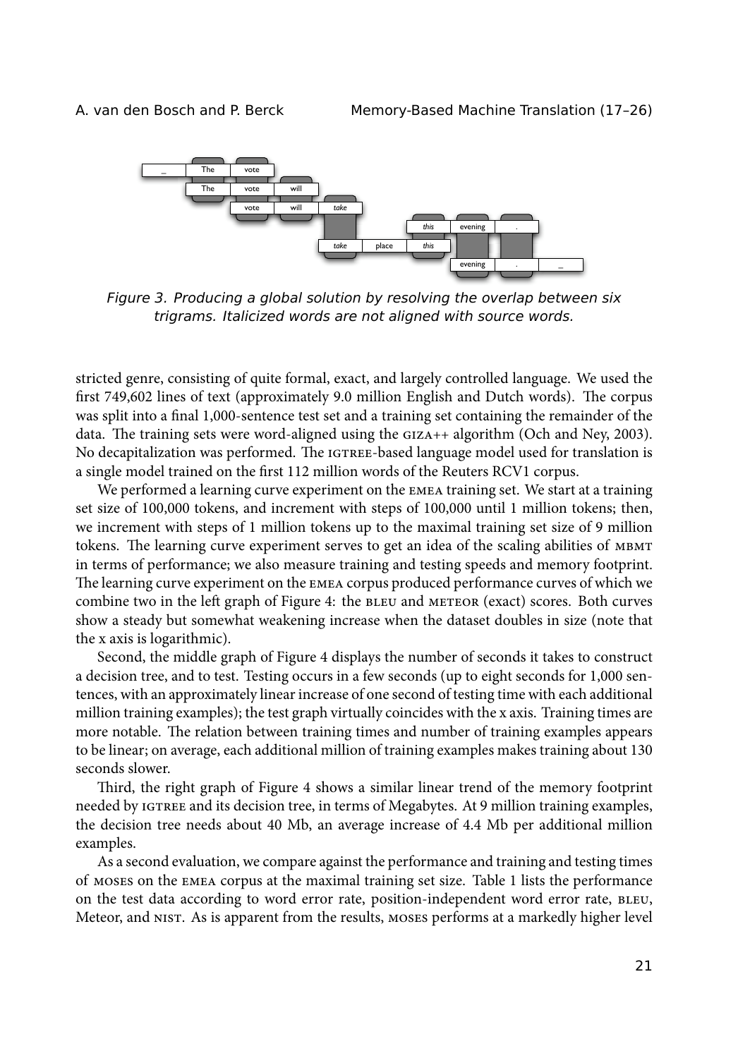*Figure 3. Producing a global solution by resolving the overlap between six trigrams. Italicized words are not aligned with source words.*

stricted genre, consisting of quite formal, exact, and largely controlled language. We used the first 749,602 lines of text (approximately 9.0 million English and Dutch words). The corpus was split into a final 1,000-sentence test set and a training set containing the remainder of the data. The training sets were word-aligned using the GIZA++ algorithm (Och and Ney, 2003). No decapitalization was performed. The IGTREE-based language model used for translation is a single model trained on the first 112 million words of the Reuters RCV1 corpus.

We performed a learning curve experiment on the EMEA training set. We start at a training set size of 100,000 tokens, and increment with steps of 100,000 until 1 million tokens; then, we increment with steps of 1 million tokens up to the maximal training set size of 9 million tokens. The learning curve experiment serves to get an idea of the scaling abilities of MBMT in terms of performance; we also measure training and testing speeds and memory footprint. The learning curve experiment on the EMEA corpus produced performance curves of which we combine two in the left graph of Figure 4: the BLEU and METEOR (exact) scores. Both curves show a steady but somewhat weakening increase when the dataset doubles in size (note that the x axis is logarithmic).

Second, the middle graph of Figure 4 displays the number of seconds it takes to construct a decision tree, and to test. Testing occurs in a few seconds (up to eight seconds for 1,000 sentences, with an approximately linear increase of one second of testing time with each additional million training examples); the test graph virtually coincides with the x axis. Training times are more notable. The relation between training times and number of training examples appears to be linear; on average, each additional million of training examples makes training about 130 seconds slower.

Third, the right graph of Figure 4 shows a similar linear trend of the memory footprint needed by IGTREE and its decision tree, in terms of Megabytes. At 9 million training examples, the decision tree needs about 40 Mb, an average increase of 4.4 Mb per additional million examples.

As a second evaluation, we compare against the performance and training and testing times of MOSES on the EMEA corpus at the maximal training set size. Table 1 lists the performance on the test data according to word error rate, position-independent word error rate, BLEU, Meteor, and NIST. As is apparent from the results, MOSES performs at a markedly higher level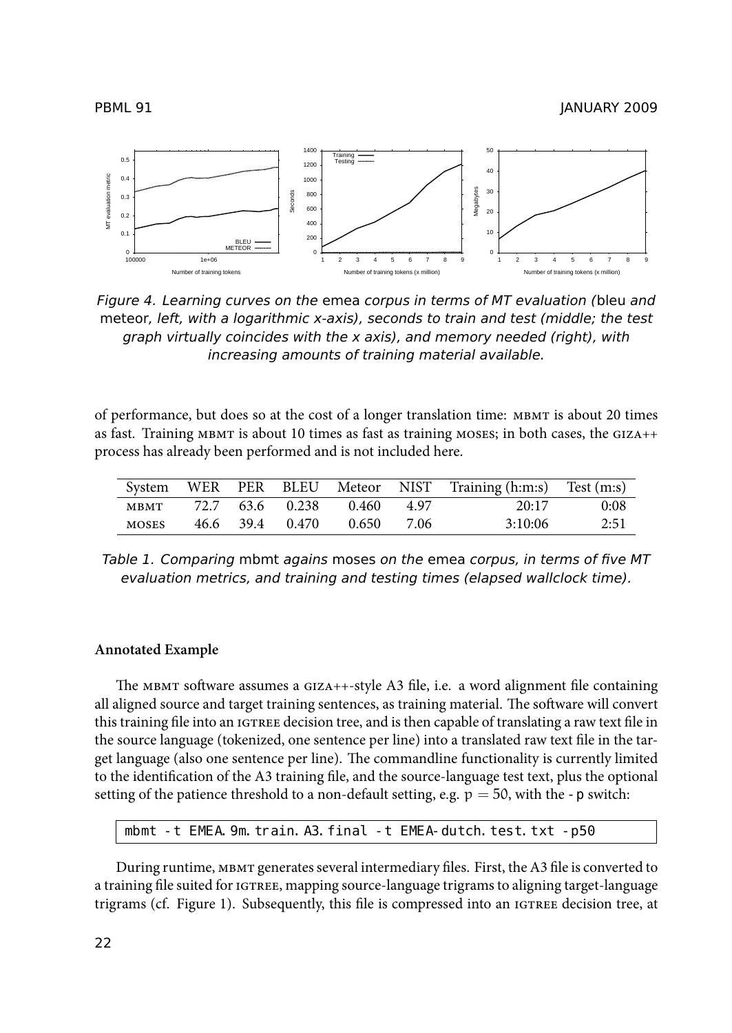*Figure 4. Learning curves on the* emea *corpus in terms of MT evaluation (*bleu *and* meteor*, left, with a logarithmic x-axis), seconds to train and test (middle; the test graph virtually coincides with the x axis), and memory needed (right), with increasing amounts of training material available.*

of performance, but does so at the cost of a longer translation time: MBMT is about 20 times as fast. Training MBMT is about 10 times as fast as training MOSES; in both cases, the GIZA++ process has already been performed and is not included here.

| System | WER | PER | BLEU | Meteor | NIST | Training (h:m:s) | Test (m:s) |
|---|---|---|---|---|---|---|---|
| MBMT | 72.7 | 63.6 | 0.238 | 0.460 | 4.97 | 20:17 | 0:08 |
| MOSES | 46.6 | 39.4 | 0.470 | 0.650 | 7.06 | 3:10:06 | 2:51 |

*Table 1. Comparing* mbmt *agains* moses *on the* emea *corpus, in terms of five MT evaluation metrics, and training and testing times (elapsed wallclock time).*

**Annotated Example**

The MBMT software assumes a GIZA++-style A3 file, i.e. a word alignment file containing all aligned source and target training sentences, as training material. The software will convert this training file into an IGTREE decision tree, and is then capable of translating a raw text file in the source language (tokenized, one sentence per line) into a translated raw text file in the target language (also one sentence per line). The commandline functionality is currently limited to the identification of the A3 training file, and the source-language test text, plus the optional setting of the patience threshold to a non-default setting, e.g. $p = 50$, with the -p switch:

```
mbmt -t EMEA.9m.train.A3.final -t EMEA-dutch.test.txt -p50
```

During runtime, MBMT generates several intermediary files. First, the A3 file is converted to a training file suited for IGTREE, mapping source-language trigrams to aligning target-language trigrams (cf. Figure 1). Subsequently, this file is compressed into an IGTREE decision tree, at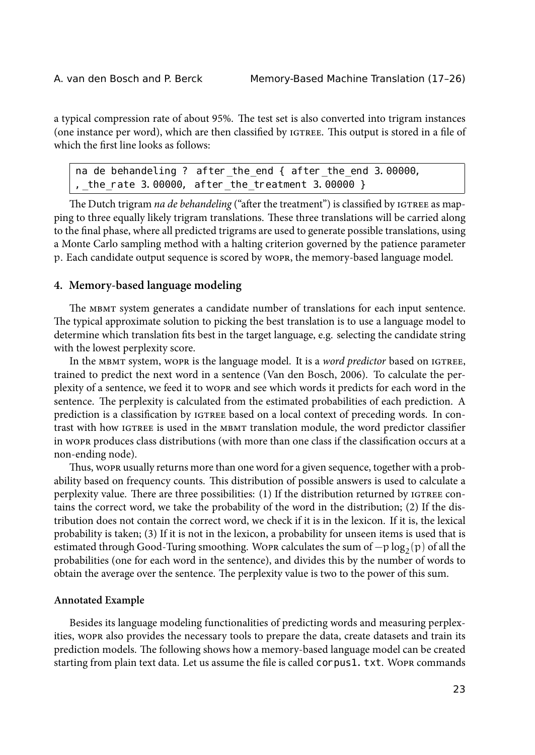a typical compression rate of about 95%. The test set is also converted into trigram instances (one instance per word), which are then classified by IGTREE. This output is stored in a file of which the first line looks as follows:

```
na de behandeling ? after_the_end { after_the_end 3.00000,
,_the_rate 3.00000, after_the_treatment 3.00000 }
```

The Dutch trigram *na de behandeling* ("after the treatment") is classified by IGTREE as mapping to three equally likely trigram translations. These three translations will be carried along to the final phase, where all predicted trigrams are used to generate possible translations, using a Monte Carlo sampling method with a halting criterion governed by the patience parameter $p$. Each candidate output sequence is scored by WOPR, the memory-based language model.

## 4. Memory-based language modeling

The MBMT system generates a candidate number of translations for each input sentence. The typical approximate solution to picking the best translation is to use a language model to determine which translation fits best in the target language, e.g. selecting the candidate string with the lowest perplexity score.

In the MBMT system, WOPR is the language model. It is a *word predictor* based on IGTREE, trained to predict the next word in a sentence (Van den Bosch, 2006). To calculate the perplexity of a sentence, we feed it to WOPR and see which words it predicts for each word in the sentence. The perplexity is calculated from the estimated probabilities of each prediction. A prediction is a classification by IGTREE based on a local context of preceding words. In contrast with how IGTREE is used in the MBMT translation module, the word predictor classifier in WOPR produces class distributions (with more than one class if the classification occurs at a non-ending node).

Thus, WOPR usually returns more than one word for a given sequence, together with a probability based on frequency counts. This distribution of possible answers is used to calculate a perplexity value. There are three possibilities: (1) If the distribution returned by IGTREE contains the correct word, we take the probability of the word in the distribution; (2) If the distribution does not contain the correct word, we check if it is in the lexicon. If it is, the lexical probability is taken; (3) If it is not in the lexicon, a probability for unseen items is used that is estimated through Good-Turing smoothing. WOPR calculates the sum of $-p\log_2(p)$ of all the probabilities (one for each word in the sentence), and divides this by the number of words to obtain the average over the sentence. The perplexity value is two to the power of this sum.

### Annotated Example

Besides its language modeling functionalities of predicting words and measuring perplexities, WOPR also provides the necessary tools to prepare the data, create datasets and train its prediction models. The following shows how a memory-based language model can be created starting from plain text data. Let us assume the file is called `corpus1.txt`. WOPR commands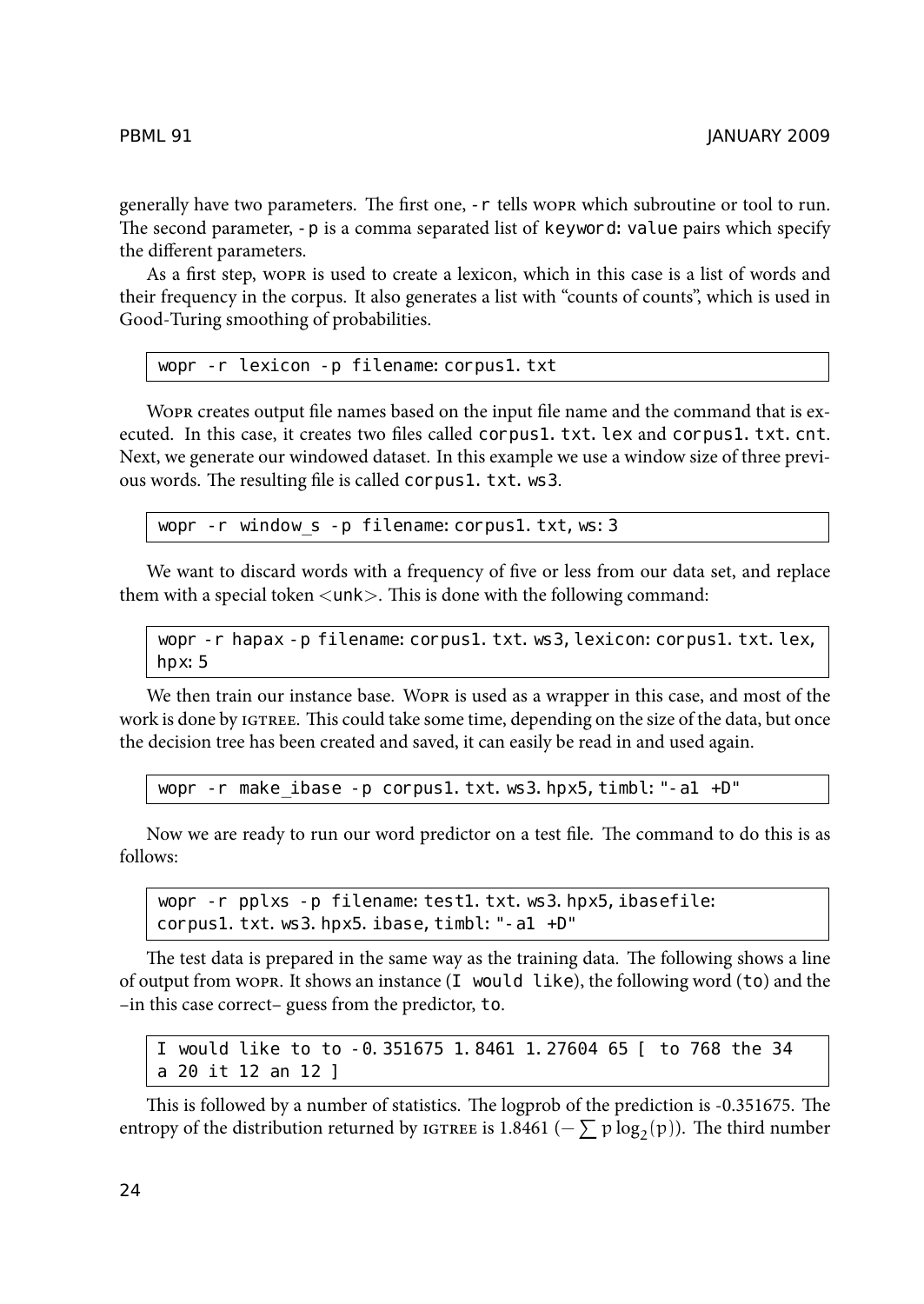generally have two parameters. The first one, `-r` tells WOPR which subroutine or tool to run. The second parameter, `-p` is a comma separated list of `keyword:value` pairs which specify the different parameters.

As a first step, WOPR is used to create a lexicon, which in this case is a list of words and their frequency in the corpus. It also generates a list with "counts of counts", which is used in Good-Turing smoothing of probabilities.

```
wopr -r lexicon -p filename:corpus1.txt
```

WOPR creates output file names based on the input file name and the command that is executed. In this case, it creates two files called `corpus1.txt.lex` and `corpus1.txt.cnt`. Next, we generate our windowed dataset. In this example we use a window size of three previous words. The resulting file is called `corpus1.txt.ws3`.

```
wopr -r window_s -p filename:corpus1.txt,ws:3
```

We want to discard words with a frequency of five or less from our data set, and replace them with a special token <unk>. This is done with the following command:

```
wopr -r hapax -p filename:corpus1.txt.ws3,lexicon:corpus1.txt.lex,
hpx:5
```

We then train our instance base. WOPR is used as a wrapper in this case, and most of the work is done by IGTREE. This could take some time, depending on the size of the data, but once the decision tree has been created and saved, it can easily be read in and used again.

```
wopr -r make_ibase -p corpus1.txt.ws3.hpx5,timbl:"-a1 +D"
```

Now we are ready to run our word predictor on a test file. The command to do this is as follows:

```
wopr -r pplxs -p filename:test1.txt.ws3.hpx5,ibasefile:
corpus1.txt.ws3.hpx5.ibase,timbl:"-a1 +D"
```

The test data is prepared in the same way as the training data. The following shows a line of output from WOPR. It shows an instance (`I would like`), the following word (`to`) and the –in this case correct– guess from the predictor, `to`.

```
I would like to to -0.351675 1.8461 1.27604 65 [ to 768 the 34
a 20 it 12 an 12 ]
```

This is followed by a number of statistics. The logprob of the prediction is -0.351675. The entropy of the distribution returned by IGTREE is 1.8461 ($-\sum p \log_2(p)$). The third number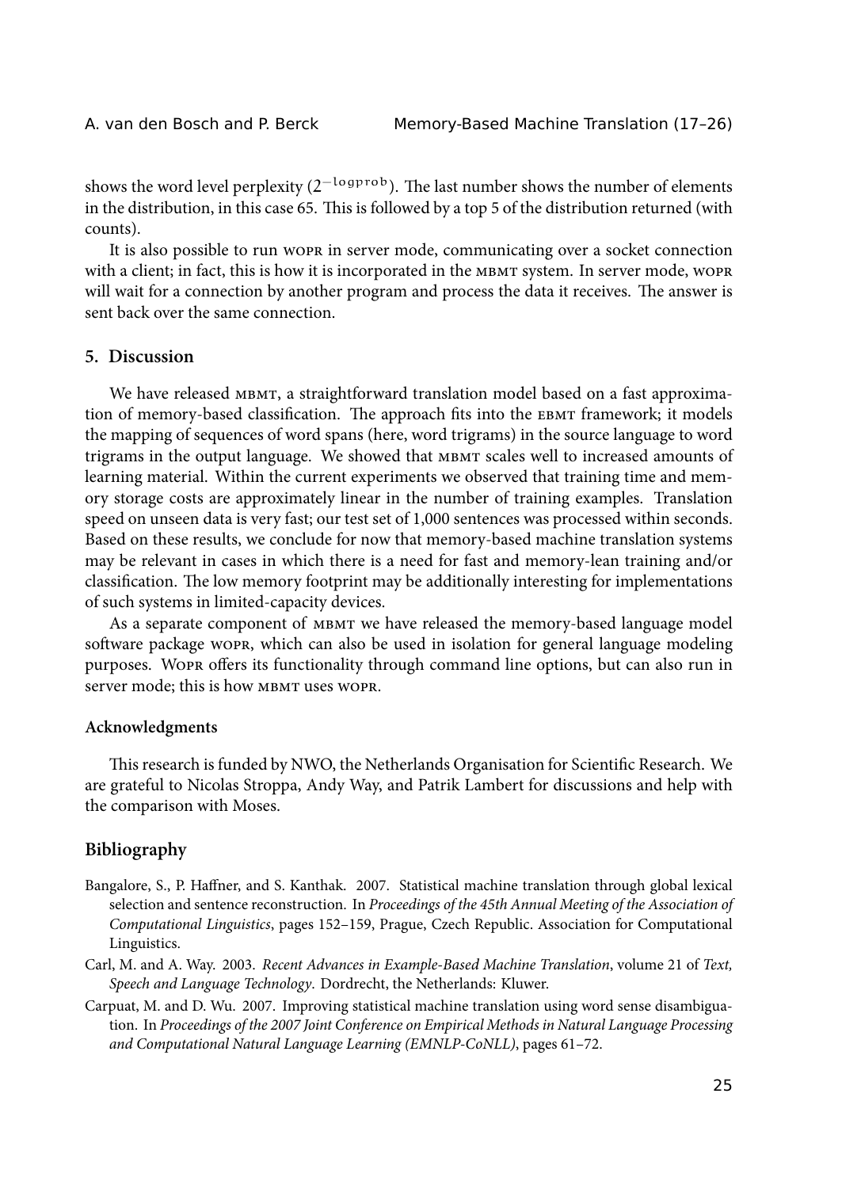shows the word level perplexity ($2^{-\text{logprob}}$). The last number shows the number of elements in the distribution, in this case 65. This is followed by a top 5 of the distribution returned (with counts).

It is also possible to run WOPR in server mode, communicating over a socket connection with a client; in fact, this is how it is incorporated in the MBMT system. In server mode, WOPR will wait for a connection by another program and process the data it receives. The answer is sent back over the same connection.

## 5. Discussion

We have released MBMT, a straightforward translation model based on a fast approximation of memory-based classification. The approach fits into the EBMT framework; it models the mapping of sequences of word spans (here, word trigrams) in the source language to word trigrams in the output language. We showed that MBMT scales well to increased amounts of learning material. Within the current experiments we observed that training time and memory storage costs are approximately linear in the number of training examples. Translation speed on unseen data is very fast; our test set of 1,000 sentences was processed within seconds. Based on these results, we conclude for now that memory-based machine translation systems may be relevant in cases in which there is a need for fast and memory-lean training and/or classification. The low memory footprint may be additionally interesting for implementations of such systems in limited-capacity devices.

As a separate component of MBMT we have released the memory-based language model software package WOPR, which can also be used in isolation for general language modeling purposes. WOPR offers its functionality through command line options, but can also run in server mode; this is how MBMT uses WOPR.

### Acknowledgments

This research is funded by NWO, the Netherlands Organisation for Scientific Research. We are grateful to Nicolas Stroppa, Andy Way, and Patrik Lambert for discussions and help with the comparison with Moses.

## Bibliography

Bangalore, S., P. Haffner, and S. Kanthak. 2007. Statistical machine translation through global lexical selection and sentence reconstruction. In *Proceedings of the 45th Annual Meeting of the Association of Computational Linguistics*, pages 152–159, Prague, Czech Republic. Association for Computational Linguistics.

Carl, M. and A. Way. 2003. *Recent Advances in Example-Based Machine Translation*, volume 21 of *Text, Speech and Language Technology*. Dordrecht, the Netherlands: Kluwer.

Carpuat, M. and D. Wu. 2007. Improving statistical machine translation using word sense disambiguation. In *Proceedings of the 2007 Joint Conference on Empirical Methods in Natural Language Processing and Computational Natural Language Learning (EMNLP-CoNLL)*, pages 61–72.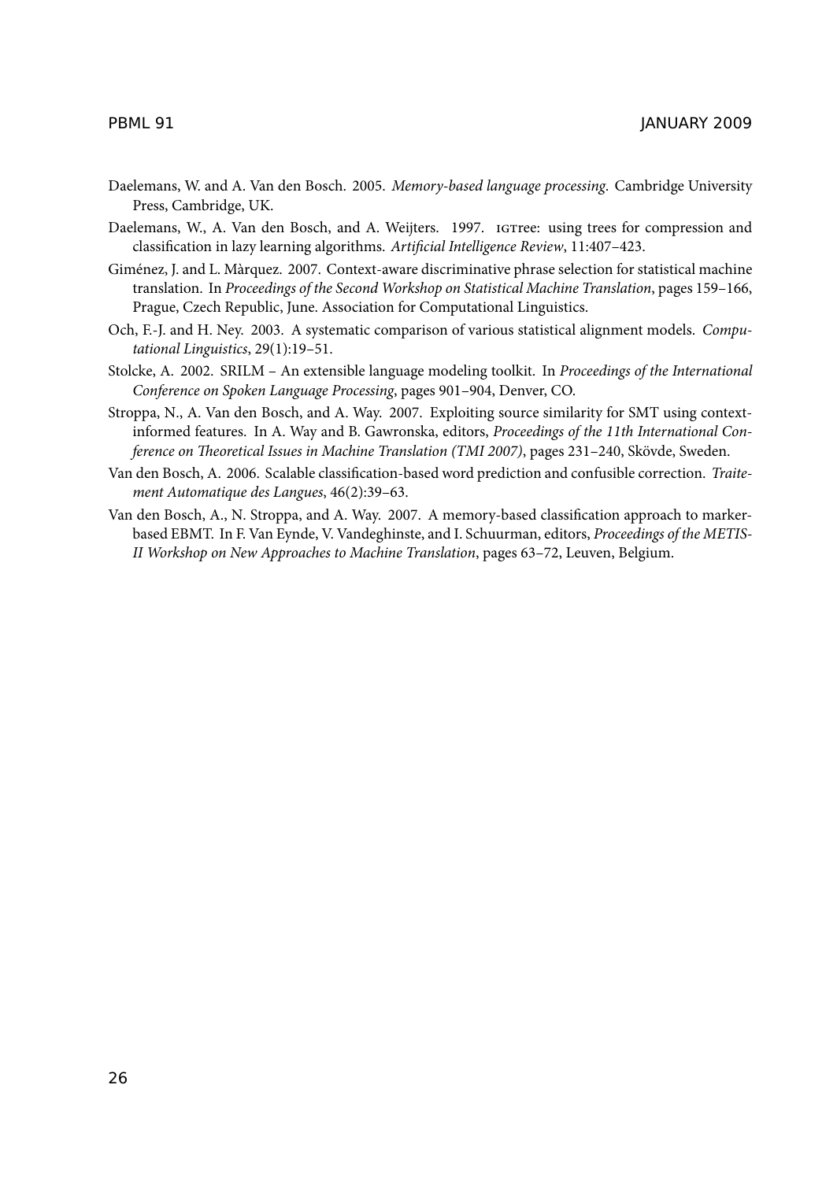Daelemans, W. and A. Van den Bosch. 2005. *Memory-based language processing*. Cambridge University Press, Cambridge, UK.

Daelemans, W., A. Van den Bosch, and A. Weijters. 1997. IGTree: using trees for compression and classification in lazy learning algorithms. *Artificial Intelligence Review*, 11:407–423.

Giménez, J. and L. Màrquez. 2007. Context-aware discriminative phrase selection for statistical machine translation. In *Proceedings of the Second Workshop on Statistical Machine Translation*, pages 159–166, Prague, Czech Republic, June. Association for Computational Linguistics.

Och, F.-J. and H. Ney. 2003. A systematic comparison of various statistical alignment models. *Computational Linguistics*, 29(1):19–51.

Stolcke, A. 2002. SRILM – An extensible language modeling toolkit. In *Proceedings of the International Conference on Spoken Language Processing*, pages 901–904, Denver, CO.

Stroppa, N., A. Van den Bosch, and A. Way. 2007. Exploiting source similarity for SMT using context-informed features. In A. Way and B. Gawronska, editors, *Proceedings of the 11th International Conference on Theoretical Issues in Machine Translation (TMI 2007)*, pages 231–240, Skövde, Sweden.

Van den Bosch, A. 2006. Scalable classification-based word prediction and confusible correction. *Traitement Automatique des Langues*, 46(2):39–63.

Van den Bosch, A., N. Stroppa, and A. Way. 2007. A memory-based classification approach to marker-based EBMT. In F. Van Eynde, V. Vandeghinste, and I. Schuurman, editors, *Proceedings of the METIS-II Workshop on New Approaches to Machine Translation*, pages 63–72, Leuven, Belgium.